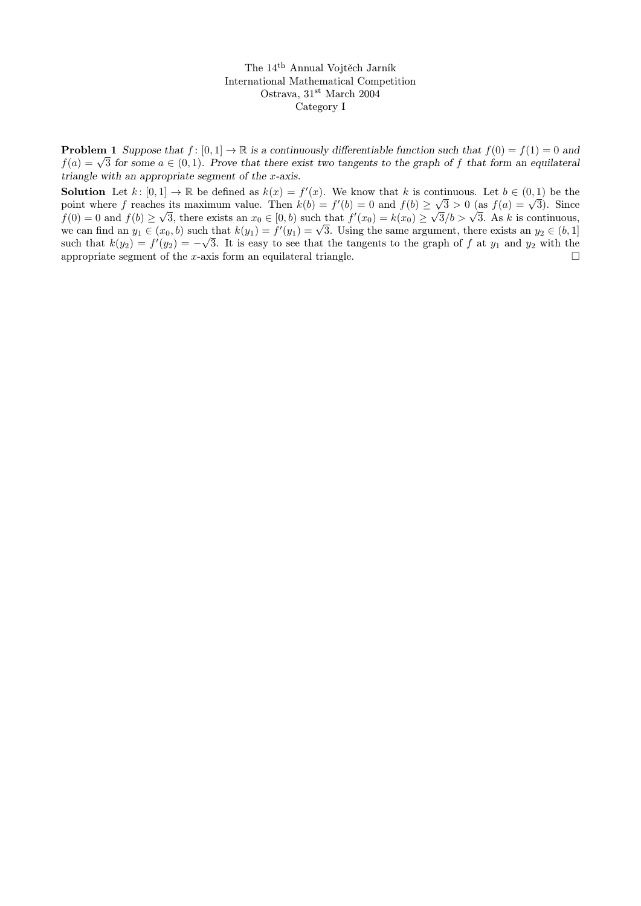The 14[th] Annual Vojtěch Jarník
International Mathematical Competition
Ostrava, 31[st] March 2004
Category I

**Problem 1** *Suppose that $f\colon [0,1] \to \mathbb{R}$ is a continuously differentiable function such that $f(0) = f(1) = 0$ and $f(a) = \sqrt{3}$ for some $a \in (0,1)$. Prove that there exist two tangents to the graph of $f$ that form an equilateral triangle with an appropriate segment of the $x$-axis.*

**Solution** Let $k\colon [0,1] \to \mathbb{R}$ be defined as $k(x) = f'(x)$. We know that $k$ is continuous. Let $b \in (0,1)$ be the point where $f$ reaches its maximum value. Then $k(b) = f'(b) = 0$ and $f(b) \geq \sqrt{3} > 0$ (as $f(a) = \sqrt{3}$). Since $f(0) = 0$ and $f(b) \geq \sqrt{3}$, there exists an $x_0 \in [0,b)$ such that $f'(x_0) = k(x_0) \geq \sqrt{3}/b > \sqrt{3}$. As $k$ is continuous, we can find an $y_1 \in (x_0, b)$ such that $k(y_1) = f'(y_1) = \sqrt{3}$. Using the same argument, there exists an $y_2 \in (b, 1]$ such that $k(y_2) = f'(y_2) = -\sqrt{3}$. It is easy to see that the tangents to the graph of $f$ at $y_1$ and $y_2$ with the appropriate segment of the $x$-axis form an equilateral triangle. $\square$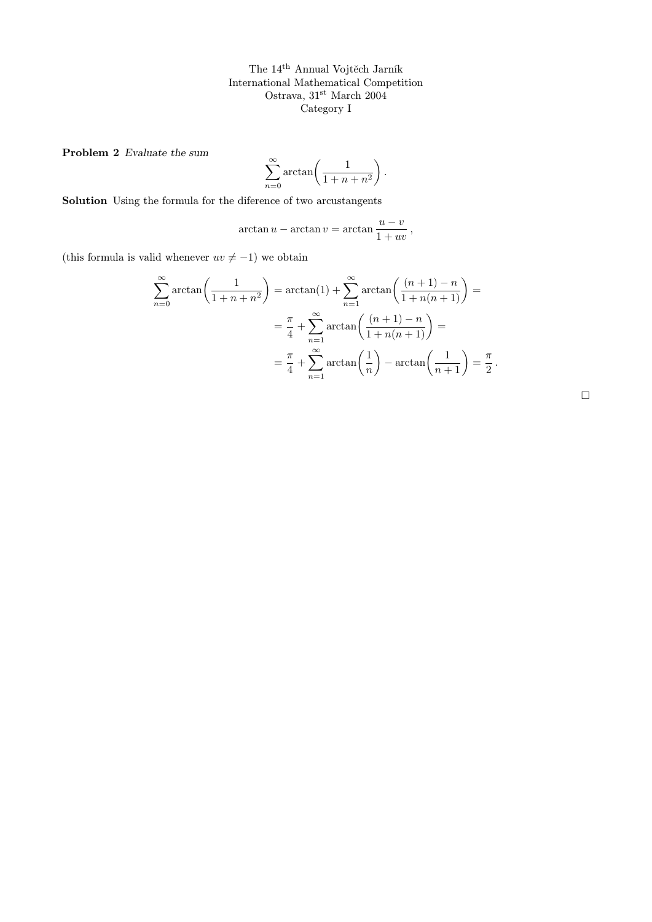The 14[th] Annual Vojtěch Jarník
International Mathematical Competition
Ostrava, 31[st] March 2004
Category I

**Problem 2** *Evaluate the sum*

$$\sum_{n=0}^{\infty} \arctan\left(\frac{1}{1+n+n^2}\right).$$

**Solution** Using the formula for the diference of two arcustangents

$$\arctan u - \arctan v = \arctan \frac{u-v}{1+uv},$$

(this formula is valid whenever $uv \neq -1$) we obtain

$$\begin{aligned}
\sum_{n=0}^{\infty} \arctan\left(\frac{1}{1+n+n^2}\right) &= \arctan(1) + \sum_{n=1}^{\infty} \arctan\left(\frac{(n+1)-n}{1+n(n+1)}\right) = \\
&= \frac{\pi}{4} + \sum_{n=1}^{\infty} \arctan\left(\frac{(n+1)-n}{1+n(n+1)}\right) = \\
&= \frac{\pi}{4} + \sum_{n=1}^{\infty} \arctan\left(\frac{1}{n}\right) - \arctan\left(\frac{1}{n+1}\right) = \frac{\pi}{2}.
\end{aligned}$$

□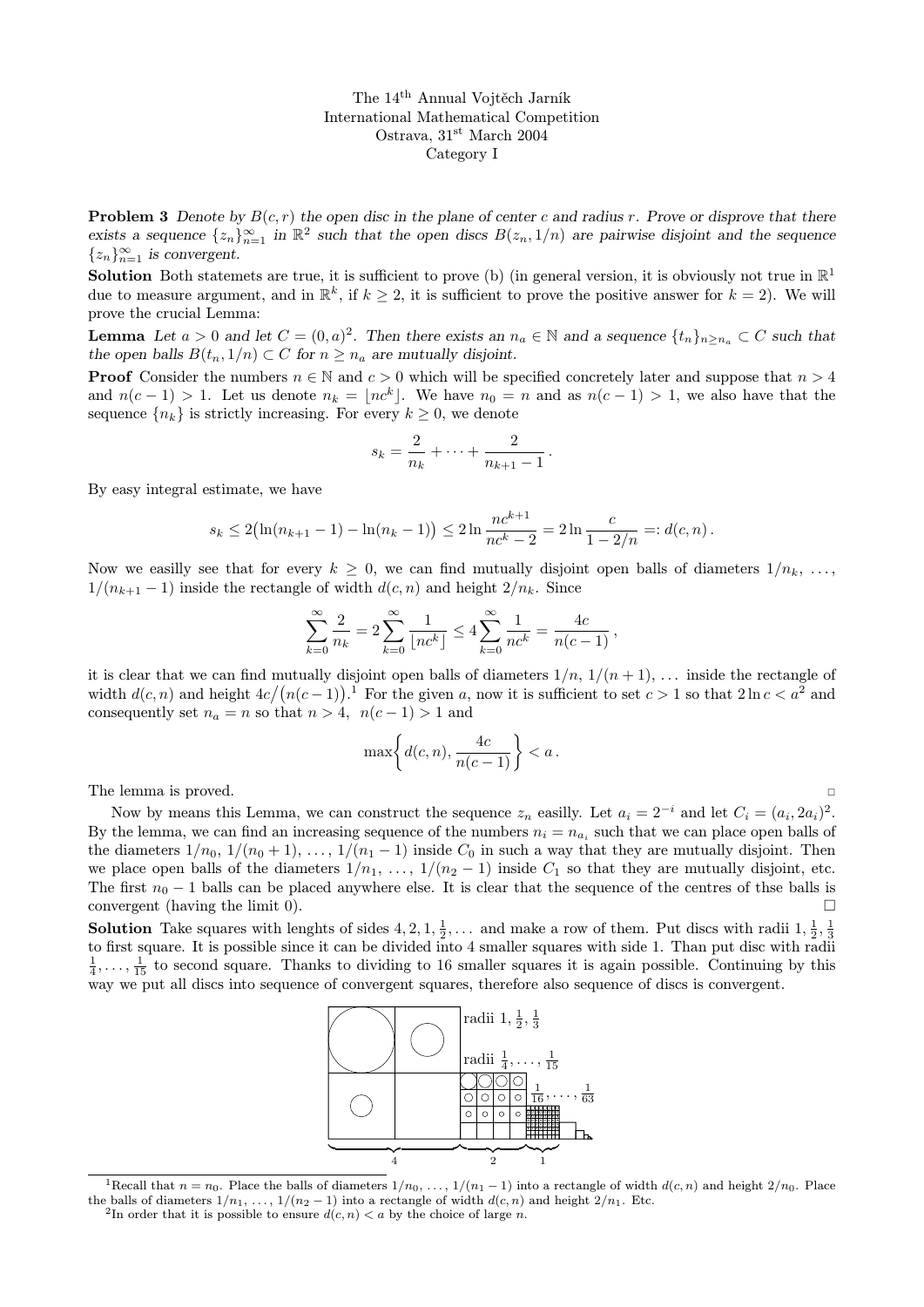The 14[th] Annual Vojtěch Jarník
International Mathematical Competition
Ostrava, 31[st] March 2004
Category I

**Problem 3** *Denote by $B(c,r)$ the open disc in the plane of center $c$ and radius $r$. Prove or disprove that there exists a sequence $\{z_n\}_{n=1}^{\infty}$ in $\mathbb{R}^2$ such that the open discs $B(z_n, 1/n)$ are pairwise disjoint and the sequence $\{z_n\}_{n=1}^{\infty}$ is convergent.*

**Solution** Both statemets are true, it is sufficient to prove (b) (in general version, it is obviously not true in $\mathbb{R}^1$ due to measure argument, and in $\mathbb{R}^k$, if $k \geq 2$, it is sufficient to prove the positive answer for $k = 2$). We will prove the crucial Lemma:

**Lemma** *Let $a > 0$ and let $C = (0,a)^2$. Then there exists an $n_a \in \mathbb{N}$ and a sequence $\{t_n\}_{n \geq n_a} \subset C$ such that the open balls $B(t_n, 1/n) \subset C$ for $n \geq n_a$ are mutually disjoint.*

**Proof** Consider the numbers $n \in \mathbb{N}$ and $c > 0$ which will be specified concretely later and suppose that $n > 4$ and $n(c-1) > 1$. Let us denote $n_k = \lfloor nc^k \rfloor$. We have $n_0 = n$ and as $n(c-1) > 1$, we also have that the sequence $\{n_k\}$ is strictly increasing. For every $k \geq 0$, we denote

$$s_k = \frac{2}{n_k} + \cdots + \frac{2}{n_{k+1} - 1} .$$

By easy integral estimate, we have

$$s_k \leq 2\big(\ln(n_{k+1} - 1) - \ln(n_k - 1)\big) \leq 2 \ln \frac{nc^{k+1}}{nc^k - 2} = 2 \ln \frac{c}{1 - 2/n} =: d(c,n) .$$

Now we easilly see that for every $k \geq 0$, we can find mutually disjoint open balls of diameters $1/n_k, \ldots, 1/(n_{k+1} - 1)$ inside the rectangle of width $d(c,n)$ and height $2/n_k$. Since

$$\sum_{k=0}^{\infty} \frac{2}{n_k} = 2 \sum_{k=0}^{\infty} \frac{1}{\lfloor nc^k \rfloor} \leq 4 \sum_{k=0}^{\infty} \frac{1}{nc^k} = \frac{4c}{n(c-1)} ,$$

it is clear that we can find mutually disjoint open balls of diameters $1/n$, $1/(n+1)$, $\ldots$ inside the rectangle of width $d(c,n)$ and height $4c/\big(n(c-1)\big)$.[1] For the given $a$, now it is sufficient to set $c > 1$ so that $2 \ln c < a^2$ and consequently set $n_a = n$ so that $n > 4$, $n(c-1) > 1$ and

$$\max\left\{ d(c,n), \frac{4c}{n(c-1)} \right\} < a .$$

The lemma is proved. ◻

Now by means this Lemma, we can construct the sequence $z_n$ easilly. Let $a_i = 2^{-i}$ and let $C_i = (a_i, 2a_i)^2$. By the lemma, we can find an increasing sequence of the numbers $n_i = n_{a_i}$ such that we can place open balls of the diameters $1/n_0$, $1/(n_0 + 1)$, $\ldots$, $1/(n_1 - 1)$ inside $C_0$ in such a way that they are mutually disjoint. Then we place open balls of the diameters $1/n_1$, $\ldots$, $1/(n_2 - 1)$ inside $C_1$ so that they are mutually disjoint, etc. The first $n_0 - 1$ balls can be placed anywhere else. It is clear that the sequence of the centres of thse balls is convergent (having the limit 0). ◻

**Solution** Take squares with lenghts of sides $4, 2, 1, \frac{1}{2}, \ldots$ and make a row of them. Put discs with radii $1, \frac{1}{2}, \frac{1}{3}$ to first square. It is possible since it can be divided into 4 smaller squares with side 1. Than put disc with radii $\frac{1}{4}, \ldots, \frac{1}{15}$ to second square. Thanks to dividing to 16 smaller squares it is again possible. Continuing by this way we put all discs into sequence of convergent squares, therefore also sequence of discs is convergent.

radii $1, \frac{1}{2}, \frac{1}{3}$

radii $\frac{1}{4}, \ldots, \frac{1}{15}$

$\frac{1}{16}, \ldots, \frac{1}{63}$

4 2 1

[1] Recall that $n = n_0$. Place the balls of diameters $1/n_0$, $\ldots$, $1/(n_1 - 1)$ into a rectangle of width $d(c,n)$ and height $2/n_0$. Place the balls of diameters $1/n_1$, $\ldots$, $1/(n_2 - 1)$ into a rectangle of width $d(c,n)$ and height $2/n_1$. Etc.

[2] In order that it is possible to ensure $d(c,n) < a$ by the choice of large $n$.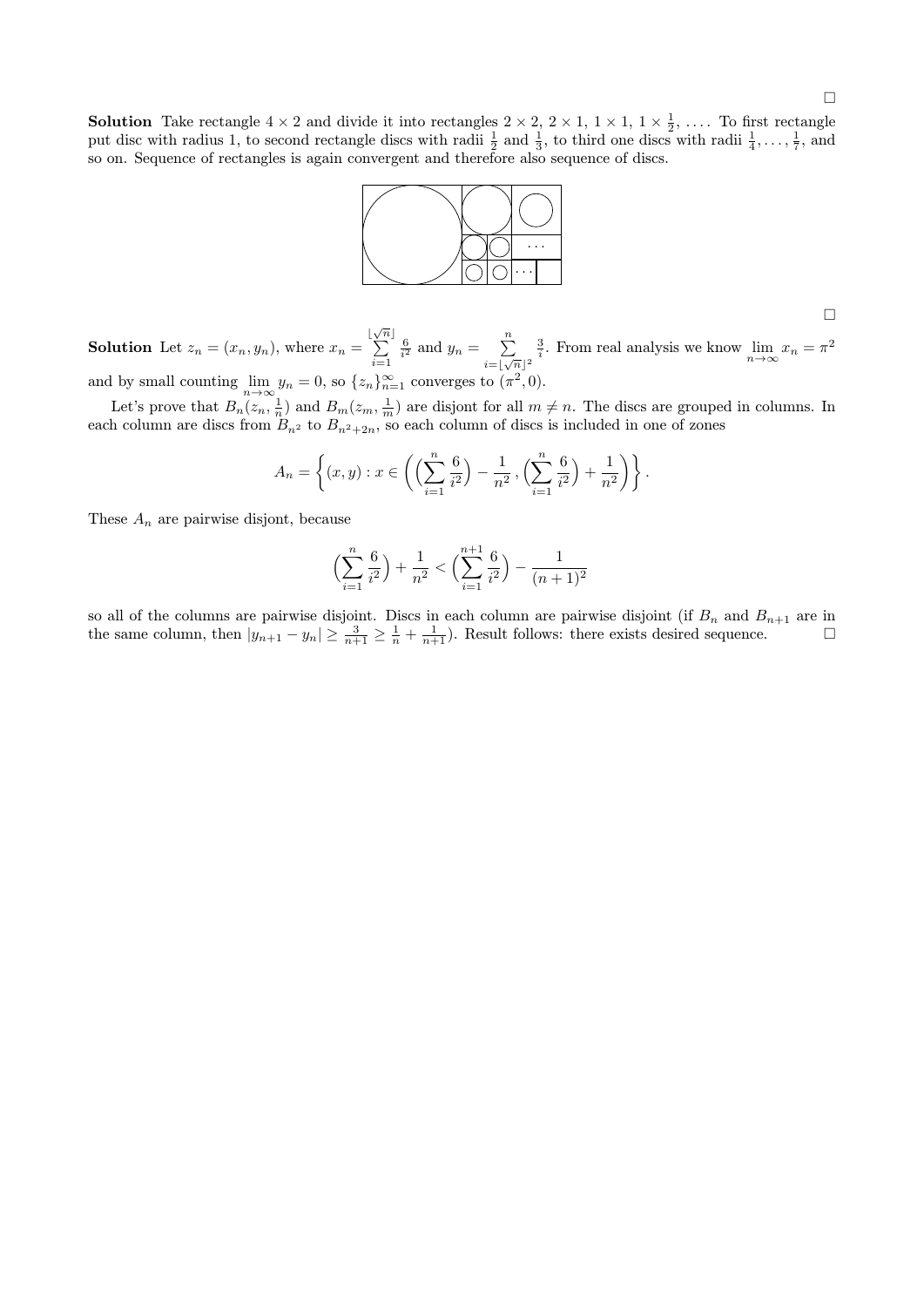□

**Solution** Take rectangle $4 \times 2$ and divide it into rectangles $2 \times 2$, $2 \times 1$, $1 \times 1$, $1 \times \frac{1}{2}$, .... To first rectangle put disc with radius 1, to second rectangle discs with radii $\frac{1}{2}$ and $\frac{1}{3}$, to third one discs with radii $\frac{1}{4}, \ldots, \frac{1}{7}$, and so on. Sequence of rectangles is again convergent and therefore also sequence of discs.

□

**Solution** Let $z_n = (x_n, y_n)$, where $x_n = \sum\limits_{i=1}^{\lfloor\sqrt{n}\rfloor} \frac{6}{i^2}$ and $y_n = \sum\limits_{i=\lfloor\sqrt{n}\rfloor^2}^{n} \frac{3}{i}$. From real analysis we know $\lim\limits_{n\to\infty} x_n = \pi^2$ and by small counting $\lim\limits_{n\to\infty} y_n = 0$, so $\{z_n\}_{n=1}^{\infty}$ converges to $(\pi^2, 0)$.

Let's prove that $B_n(z_n, \frac{1}{n})$ and $B_m(z_m, \frac{1}{m})$ are disjont for all $m \neq n$. The discs are grouped in columns. In each column are discs from $B_{n^2}$ to $B_{n^2+2n}$, so each column of discs is included in one of zones

$$A_n = \left\{(x, y) : x \in \left(\Big(\sum_{i=1}^{n} \frac{6}{i^2}\Big) - \frac{1}{n^2}, \Big(\sum_{i=1}^{n} \frac{6}{i^2}\Big) + \frac{1}{n^2}\right)\right\}.$$

These $A_n$ are pairwise disjont, because

$$\Big(\sum_{i=1}^{n} \frac{6}{i^2}\Big) + \frac{1}{n^2} < \Big(\sum_{i=1}^{n+1} \frac{6}{i^2}\Big) - \frac{1}{(n+1)^2}$$

so all of the columns are pairwise disjoint. Discs in each column are pairwise disjoint (if $B_n$ and $B_{n+1}$ are in the same column, then $|y_{n+1} - y_n| \geq \frac{3}{n+1} \geq \frac{1}{n} + \frac{1}{n+1}$). Result follows: there exists desired sequence. □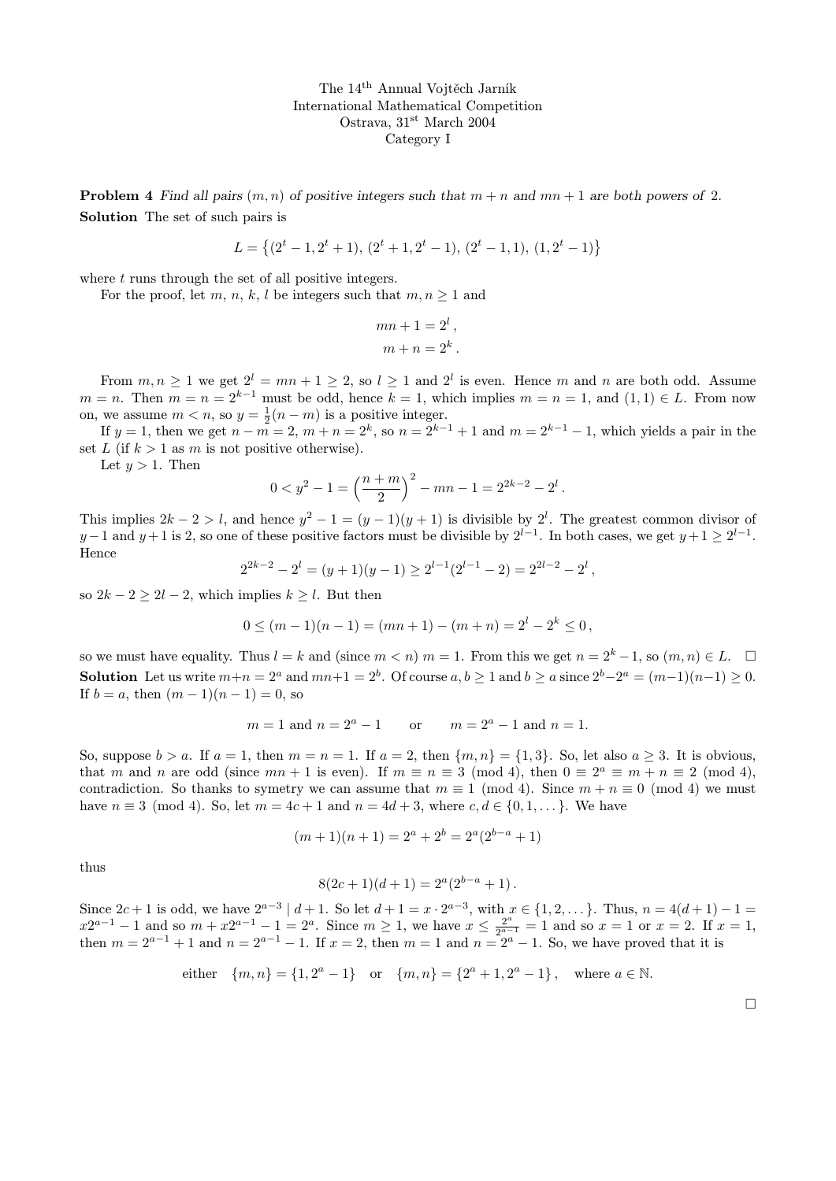The 14[th] Annual Vojtěch Jarník
International Mathematical Competition
Ostrava, 31[st] March 2004
Category I

**Problem 4** *Find all pairs $(m, n)$ of positive integers such that $m + n$ and $mn + 1$ are both powers of 2.*

**Solution** The set of such pairs is

$$L = \{(2^t - 1, 2^t + 1), (2^t + 1, 2^t - 1), (2^t - 1, 1), (1, 2^t - 1)\}$$

where $t$ runs through the set of all positive integers.

For the proof, let $m$, $n$, $k$, $l$ be integers such that $m, n \geq 1$ and

$$mn + 1 = 2^l ,$$
$$m + n = 2^k .$$

From $m, n \geq 1$ we get $2^l = mn + 1 \geq 2$, so $l \geq 1$ and $2^l$ is even. Hence $m$ and $n$ are both odd. Assume $m = n$. Then $m = n = 2^{k-1}$ must be odd, hence $k = 1$, which implies $m = n = 1$, and $(1, 1) \in L$. From now on, we assume $m < n$, so $y = \frac{1}{2}(n - m)$ is a positive integer.

If $y = 1$, then we get $n - m = 2$, $m + n = 2^k$, so $n = 2^{k-1} + 1$ and $m = 2^{k-1} - 1$, which yields a pair in the set $L$ (if $k > 1$ as $m$ is not positive otherwise).

Let $y > 1$. Then

$$0 < y^2 - 1 = \left(\frac{n+m}{2}\right)^2 - mn - 1 = 2^{2k-2} - 2^l .$$

This implies $2k - 2 > l$, and hence $y^2 - 1 = (y - 1)(y + 1)$ is divisible by $2^l$. The greatest common divisor of $y - 1$ and $y + 1$ is 2, so one of these positive factors must be divisible by $2^{l-1}$. In both cases, we get $y + 1 \geq 2^{l-1}$. Hence

$$2^{2k-2} - 2^l = (y + 1)(y - 1) \geq 2^{l-1}(2^{l-1} - 2) = 2^{2l-2} - 2^l ,$$

so $2k - 2 \geq 2l - 2$, which implies $k \geq l$. But then

$$0 \leq (m - 1)(n - 1) = (mn + 1) - (m + n) = 2^l - 2^k \leq 0 ,$$

so we must have equality. Thus $l = k$ and (since $m < n$) $m = 1$. From this we get $n = 2^k - 1$, so $(m, n) \in L$. $\square$

**Solution** Let us write $m+n = 2^a$ and $mn+1 = 2^b$. Of course $a, b \geq 1$ and $b \geq a$ since $2^b - 2^a = (m-1)(n-1) \geq 0$. If $b = a$, then $(m - 1)(n - 1) = 0$, so

$$m = 1 \text{ and } n = 2^a - 1 \qquad \text{or} \qquad m = 2^a - 1 \text{ and } n = 1.$$

So, suppose $b > a$. If $a = 1$, then $m = n = 1$. If $a = 2$, then $\{m, n\} = \{1, 3\}$. So, let also $a \geq 3$. It is obvious, that $m$ and $n$ are odd (since $mn + 1$ is even). If $m \equiv n \equiv 3 \pmod 4$, then $0 \equiv 2^a \equiv m + n \equiv 2 \pmod 4$, contradiction. So thanks to symetry we can assume that $m \equiv 1 \pmod 4$. Since $m + n \equiv 0 \pmod 4$ we must have $n \equiv 3 \pmod 4$. So, let $m = 4c + 1$ and $n = 4d + 3$, where $c, d \in \{0, 1, \dots\}$. We have

$$(m + 1)(n + 1) = 2^a + 2^b = 2^a(2^{b-a} + 1)$$

thus

$$8(2c + 1)(d + 1) = 2^a(2^{b-a} + 1) .$$

Since $2c+1$ is odd, we have $2^{a-3} \mid d+1$. So let $d+1 = x \cdot 2^{a-3}$, with $x \in \{1, 2, \dots\}$. Thus, $n = 4(d+1) - 1 = x2^{a-1} - 1$ and so $m + x2^{a-1} - 1 = 2^a$. Since $m \geq 1$, we have $x \leq \frac{2^a}{2^{a-1}} = 1$ and so $x = 1$ or $x = 2$. If $x = 1$, then $m = 2^{a-1} + 1$ and $n = 2^{a-1} - 1$. If $x = 2$, then $m = 1$ and $n = 2^a - 1$. So, we have proved that it is

$$\text{either} \quad \{m, n\} = \{1, 2^a - 1\} \quad \text{or} \quad \{m, n\} = \{2^a + 1, 2^a - 1\} , \quad \text{where } a \in \mathbb{N}.$$

$\square$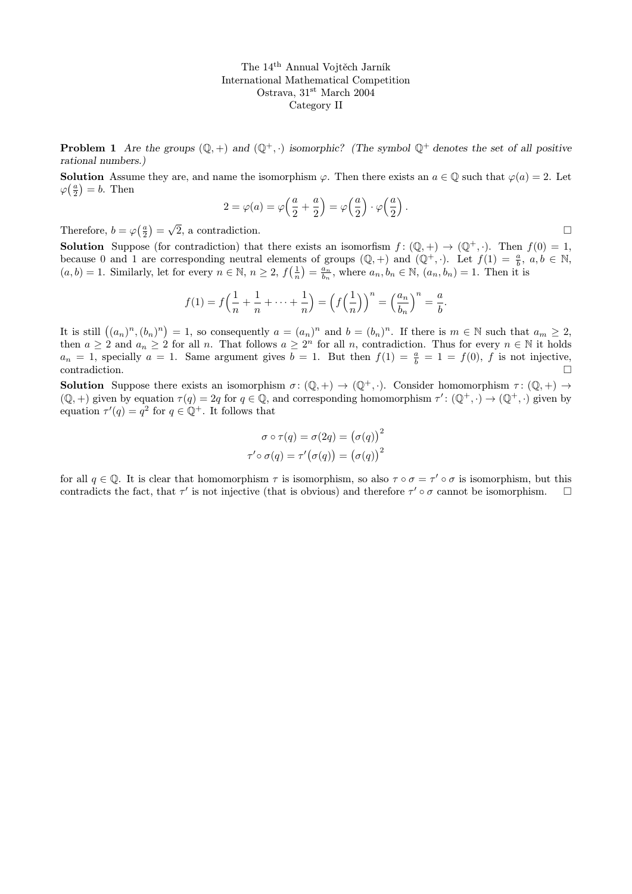The 14th Annual Vojtěch Jarník
International Mathematical Competition
Ostrava, 31st March 2004
Category II

**Problem 1** *Are the groups $(\mathbb{Q},+)$ and $(\mathbb{Q}^+,\cdot)$ isomorphic? (The symbol $\mathbb{Q}^+$ denotes the set of all positive rational numbers.)*

**Solution** Assume they are, and name the isomorphism $\varphi$. Then there exists an $a \in \mathbb{Q}$ such that $\varphi(a) = 2$. Let $\varphi\big(\frac{a}{2}\big) = b$. Then

$$2 = \varphi(a) = \varphi\Big(\frac{a}{2} + \frac{a}{2}\Big) = \varphi\Big(\frac{a}{2}\Big) \cdot \varphi\Big(\frac{a}{2}\Big).$$

Therefore, $b = \varphi\big(\frac{a}{2}\big) = \sqrt{2}$, a contradiction. □

**Solution** Suppose (for contradiction) that there exists an isomorfism $f\colon (\mathbb{Q},+) \to (\mathbb{Q}^+,\cdot)$. Then $f(0) = 1$, because 0 and 1 are corresponding neutral elements of groups $(\mathbb{Q},+)$ and $(\mathbb{Q}^+,\cdot)$. Let $f(1) = \frac{a}{b}$, $a,b \in \mathbb{N}$, $(a,b) = 1$. Similarly, let for every $n \in \mathbb{N}$, $n \geq 2$, $f\big(\frac{1}{n}\big) = \frac{a_n}{b_n}$, where $a_n, b_n \in \mathbb{N}$, $(a_n, b_n) = 1$. Then it is

$$f(1) = f\Big(\frac{1}{n} + \frac{1}{n} + \cdots + \frac{1}{n}\Big) = \Big(f\Big(\frac{1}{n}\Big)\Big)^n = \Big(\frac{a_n}{b_n}\Big)^n = \frac{a}{b}.$$

It is still $\big((a_n)^n, (b_n)^n\big) = 1$, so consequently $a = (a_n)^n$ and $b = (b_n)^n$. If there is $m \in \mathbb{N}$ such that $a_m \geq 2$, then $a \geq 2$ and $a_n \geq 2$ for all $n$. That follows $a \geq 2^n$ for all $n$, contradiction. Thus for every $n \in \mathbb{N}$ it holds $a_n = 1$, specially $a = 1$. Same argument gives $b = 1$. But then $f(1) = \frac{a}{b} = 1 = f(0)$, $f$ is not injective, contradiction. □

**Solution** Suppose there exists an isomorphism $\sigma\colon (\mathbb{Q},+) \to (\mathbb{Q}^+,\cdot)$. Consider homomorphism $\tau\colon (\mathbb{Q},+) \to (\mathbb{Q},+)$ given by equation $\tau(q) = 2q$ for $q \in \mathbb{Q}$, and corresponding homomorphism $\tau'\colon (\mathbb{Q}^+,\cdot) \to (\mathbb{Q}^+,\cdot)$ given by equation $\tau'(q) = q^2$ for $q \in \mathbb{Q}^+$. It follows that

$$\sigma \circ \tau(q) = \sigma(2q) = \big(\sigma(q)\big)^2$$
$$\tau' \circ \sigma(q) = \tau'\big(\sigma(q)\big) = \big(\sigma(q)\big)^2$$

for all $q \in \mathbb{Q}$. It is clear that homomorphism $\tau$ is isomorphism, so also $\tau \circ \sigma = \tau' \circ \sigma$ is isomorphism, but this contradicts the fact, that $\tau'$ is not injective (that is obvious) and therefore $\tau' \circ \sigma$ cannot be isomorphism. □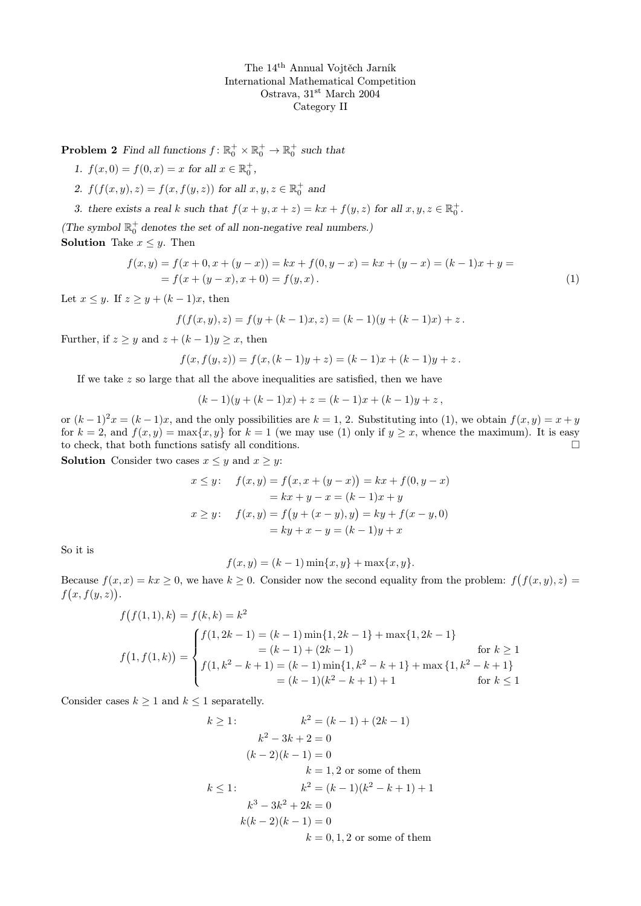The 14[th] Annual Vojtěch Jarník
International Mathematical Competition
Ostrava, 31[st] March 2004
Category II

**Problem 2** *Find all functions $f\colon \mathbb{R}_0^+ \times \mathbb{R}_0^+ \to \mathbb{R}_0^+$ such that*

1. *$f(x,0) = f(0,x) = x$ for all $x \in \mathbb{R}_0^+$,*
2. *$f(f(x,y),z) = f(x,f(y,z))$ for all $x,y,z \in \mathbb{R}_0^+$ and*
3. *there exists a real $k$ such that $f(x+y,x+z) = kx + f(y,z)$ for all $x,y,z \in \mathbb{R}_0^+$.*

*(The symbol $\mathbb{R}_0^+$ denotes the set of all non-negative real numbers.)*

**Solution** Take $x \le y$. Then

$$\begin{aligned} f(x,y) &= f(x+0, x+(y-x)) = kx + f(0,y-x) = kx + (y-x) = (k-1)x + y = \\ &= f(x+(y-x), x+0) = f(y,x)\,. \end{aligned} \tag{1}$$

Let $x \le y$. If $z \ge y + (k-1)x$, then

$$f(f(x,y),z) = f(y+(k-1)x, z) = (k-1)(y+(k-1)x) + z\,.$$

Further, if $z \ge y$ and $z + (k-1)y \ge x$, then

$$f(x,f(y,z)) = f(x,(k-1)y+z) = (k-1)x + (k-1)y + z\,.$$

If we take $z$ so large that all the above inequalities are satisfied, then we have

$$(k-1)(y+(k-1)x) + z = (k-1)x + (k-1)y + z\,,$$

or $(k-1)^2 x = (k-1)x$, and the only possibilities are $k = 1, 2$. Substituting into (1), we obtain $f(x,y) = x+y$ for $k=2$, and $f(x,y) = \max\{x,y\}$ for $k=1$ (we may use (1) only if $y \ge x$, whence the maximum). It is easy to check, that both functions satisfy all conditions. □

**Solution** Consider two cases $x \le y$ and $x \ge y$:

$$\begin{aligned} x \le y: \quad f(x,y) &= f\big(x, x+(y-x)\big) = kx + f(0,y-x) \\ &= kx + y - x = (k-1)x + y \\ x \ge y: \quad f(x,y) &= f\big(y+(x-y), y\big) = ky + f(x-y,0) \\ &= ky + x - y = (k-1)y + x \end{aligned}$$

So it is

$$f(x,y) = (k-1)\min\{x,y\} + \max\{x,y\}.$$

Because $f(x,x) = kx \ge 0$, we have $k \ge 0$. Consider now the second equality from the problem: $f\big(f(x,y),z\big) = f\big(x,f(y,z)\big)$.

$$f\big(f(1,1),k\big) = f(k,k) = k^2$$

$$f\big(1,f(1,k)\big) = \begin{cases} f(1,2k-1) = (k-1)\min\{1,2k-1\} + \max\{1,2k-1\} & \\ \qquad\qquad\; = (k-1) + (2k-1) & \text{for } k \ge 1 \\ f(1,k^2-k+1) = (k-1)\min\{1,k^2-k+1\} + \max\{1,k^2-k+1\} & \\ \qquad\qquad\; = (k-1)(k^2-k+1) + 1 & \text{for } k \le 1 \end{cases}$$

Consider cases $k \ge 1$ and $k \le 1$ separatelly.

$$\begin{aligned} k \ge 1: \qquad & k^2 = (k-1) + (2k-1) \\ & k^2 - 3k + 2 = 0 \\ & (k-2)(k-1) = 0 \\ & k = 1, 2 \text{ or some of them} \\ k \le 1: \qquad & k^2 = (k-1)(k^2-k+1) + 1 \\ & k^3 - 3k^2 + 2k = 0 \\ & k(k-2)(k-1) = 0 \\ & k = 0, 1, 2 \text{ or some of them} \end{aligned}$$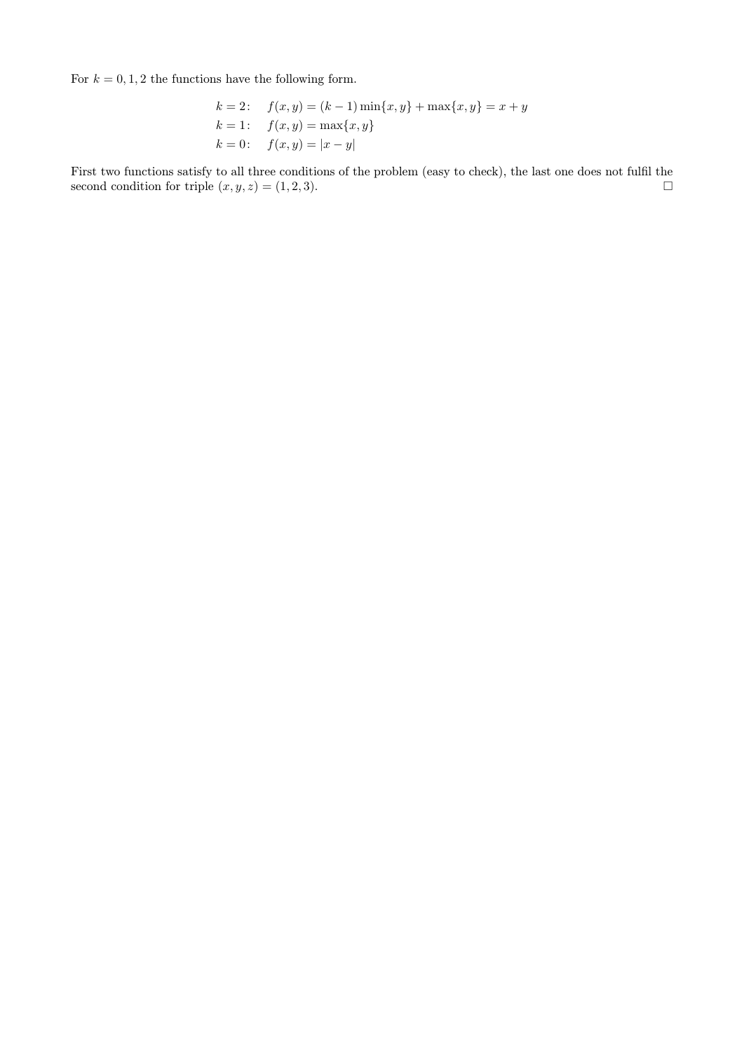For $k = 0, 1, 2$ the functions have the following form.

$$
\begin{aligned}
k = 2: &\quad f(x,y) = (k-1)\min\{x,y\} + \max\{x,y\} = x + y \\
k = 1: &\quad f(x,y) = \max\{x,y\} \\
k = 0: &\quad f(x,y) = |x - y|
\end{aligned}
$$

First two functions satisfy to all three conditions of the problem (easy to check), the last one does not fulfil the second condition for triple $(x, y, z) = (1, 2, 3)$. □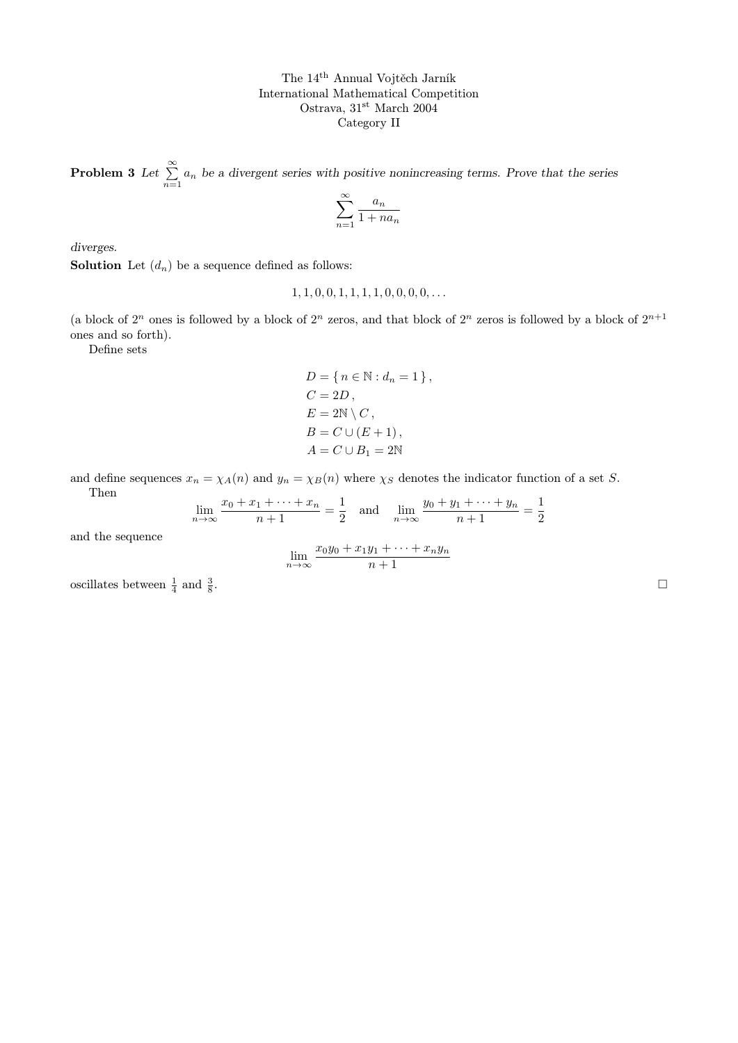The 14[th] Annual Vojtěch Jarník
International Mathematical Competition
Ostrava, 31[st] March 2004
Category II

**Problem 3** *Let $\sum_{n=1}^{\infty} a_n$ be a divergent series with positive nonincreasing terms. Prove that the series*

$$\sum_{n=1}^{\infty} \frac{a_n}{1 + na_n}$$

*diverges.*

**Solution** Let $(d_n)$ be a sequence defined as follows:

$$1, 1, 0, 0, 1, 1, 1, 1, 0, 0, 0, 0, \dots$$

(a block of $2^n$ ones is followed by a block of $2^n$ zeros, and that block of $2^n$ zeros is followed by a block of $2^{n+1}$ ones and so forth).

Define sets

$$\begin{aligned}
D &= \{ n \in \mathbb{N} : d_n = 1 \}, \\
C &= 2D, \\
E &= 2\mathbb{N} \setminus C, \\
B &= C \cup (E + 1), \\
A &= C \cup B_1 = 2\mathbb{N}
\end{aligned}$$

and define sequences $x_n = \chi_A(n)$ and $y_n = \chi_B(n)$ where $\chi_S$ denotes the indicator function of a set $S$.

Then

$$\lim_{n\to\infty} \frac{x_0 + x_1 + \cdots + x_n}{n+1} = \frac{1}{2} \quad \text{and} \quad \lim_{n\to\infty} \frac{y_0 + y_1 + \cdots + y_n}{n+1} = \frac{1}{2}$$

and the sequence

$$\lim_{n\to\infty} \frac{x_0 y_0 + x_1 y_1 + \cdots + x_n y_n}{n+1}$$

oscillates between $\frac{1}{4}$ and $\frac{3}{8}$. □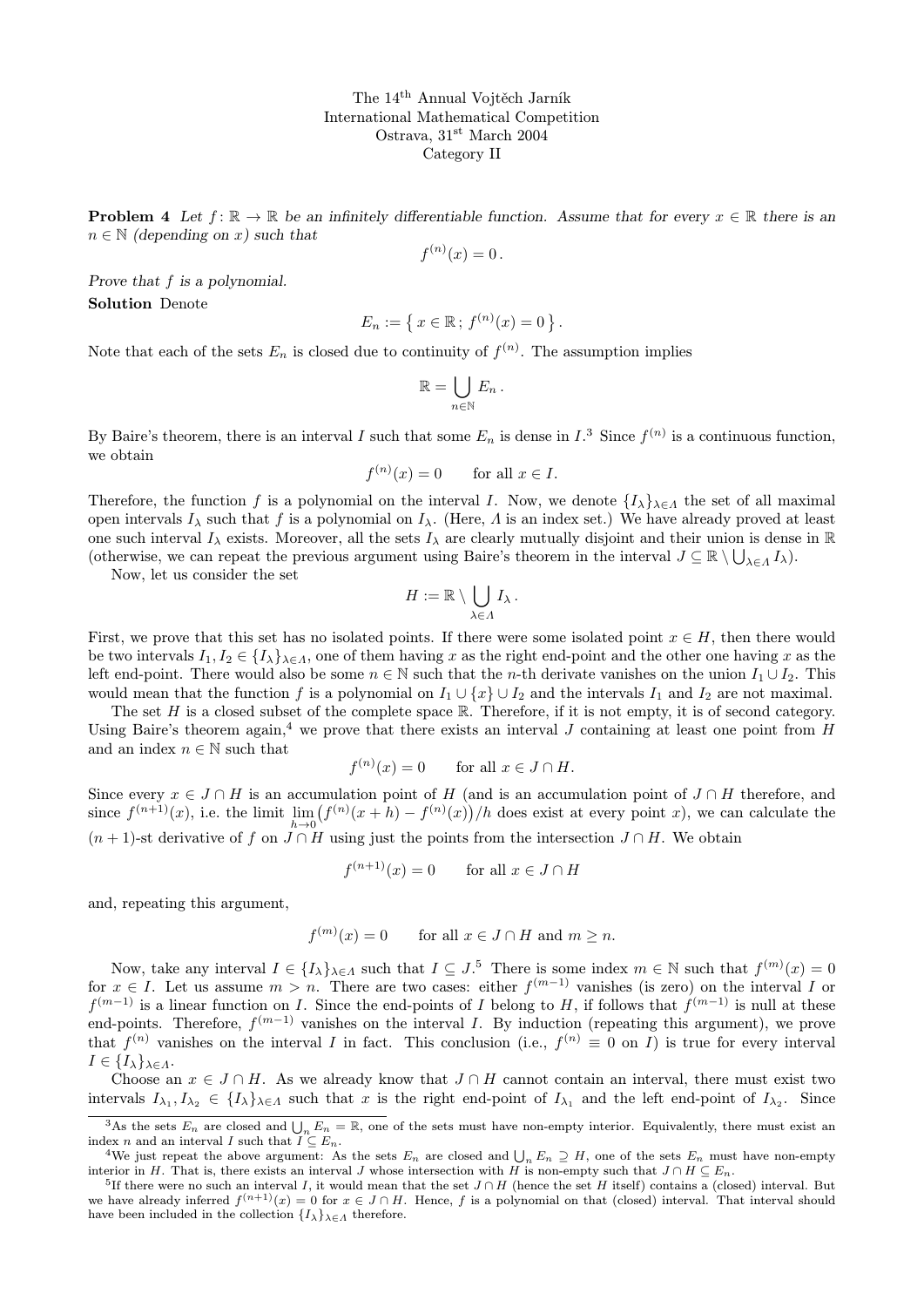The 14th Annual Vojtěch Jarník
International Mathematical Competition
Ostrava, 31st March 2004
Category II

**Problem 4** *Let $f\colon \mathbb{R} \to \mathbb{R}$ be an infinitely differentiable function. Assume that for every $x \in \mathbb{R}$ there is an $n \in \mathbb{N}$ (depending on $x$) such that*

$$f^{(n)}(x) = 0\,.$$

*Prove that $f$ is a polynomial.*

**Solution** Denote

$$E_n := \left\{\, x \in \mathbb{R}\,;\; f^{(n)}(x) = 0 \,\right\}.$$

Note that each of the sets $E_n$ is closed due to continuity of $f^{(n)}$. The assumption implies

$$\mathbb{R} = \bigcup_{n\in\mathbb{N}} E_n\,.$$

By Baire's theorem, there is an interval $I$ such that some $E_n$ is dense in $I$.[3] Since $f^{(n)}$ is a continuous function, we obtain

$$f^{(n)}(x) = 0 \qquad \text{for all } x \in I.$$

Therefore, the function $f$ is a polynomial on the interval $I$. Now, we denote $\{I_\lambda\}_{\lambda\in\Lambda}$ the set of all maximal open intervals $I_\lambda$ such that $f$ is a polynomial on $I_\lambda$. (Here, $\Lambda$ is an index set.) We have already proved at least one such interval $I_\lambda$ exists. Moreover, all the sets $I_\lambda$ are clearly mutually disjoint and their union is dense in $\mathbb{R}$ (otherwise, we can repeat the previous argument using Baire's theorem in the interval $J \subseteq \mathbb{R} \setminus \bigcup_{\lambda\in\Lambda} I_\lambda$).

Now, let us consider the set

$$H := \mathbb{R} \setminus \bigcup_{\lambda\in\Lambda} I_\lambda\,.$$

First, we prove that this set has no isolated points. If there were some isolated point $x \in H$, then there would be two intervals $I_1, I_2 \in \{I_\lambda\}_{\lambda\in\Lambda}$, one of them having $x$ as the right end-point and the other one having $x$ as the left end-point. There would also be some $n \in \mathbb{N}$ such that the $n$-th derivate vanishes on the union $I_1 \cup I_2$. This would mean that the function $f$ is a polynomial on $I_1 \cup \{x\} \cup I_2$ and the intervals $I_1$ and $I_2$ are not maximal.

The set $H$ is a closed subset of the complete space $\mathbb{R}$. Therefore, if it is not empty, it is of second category. Using Baire's theorem again,[4] we prove that there exists an interval $J$ containing at least one point from $H$ and an index $n \in \mathbb{N}$ such that

$$f^{(n)}(x) = 0 \qquad \text{for all } x \in J \cap H.$$

Since every $x \in J \cap H$ is an accumulation point of $H$ (and is an accumulation point of $J \cap H$ therefore, and since $f^{(n+1)}(x)$, i.e. the limit $\lim\limits_{h\to 0}\big(f^{(n)}(x+h) - f^{(n)}(x)\big)/h$ does exist at every point $x$), we can calculate the $(n+1)$-st derivative of $f$ on $J \cap H$ using just the points from the intersection $J \cap H$. We obtain

$$f^{(n+1)}(x) = 0 \qquad \text{for all } x \in J \cap H$$

and, repeating this argument,

$$f^{(m)}(x) = 0 \qquad \text{for all } x \in J \cap H \text{ and } m \geq n.$$

Now, take any interval $I \in \{I_\lambda\}_{\lambda\in\Lambda}$ such that $I \subseteq J$.[5] There is some index $m \in \mathbb{N}$ such that $f^{(m)}(x) = 0$ for $x \in I$. Let us assume $m > n$. There are two cases: either $f^{(m-1)}$ vanishes (is zero) on the interval $I$ or $f^{(m-1)}$ is a linear function on $I$. Since the end-points of $I$ belong to $H$, if follows that $f^{(m-1)}$ is null at these end-points. Therefore, $f^{(m-1)}$ vanishes on the interval $I$. By induction (repeating this argument), we prove that $f^{(n)}$ vanishes on the interval $I$ in fact. This conclusion (i.e., $f^{(n)} \equiv 0$ on $I$) is true for every interval $I \in \{I_\lambda\}_{\lambda\in\Lambda}$.

Choose an $x \in J \cap H$. As we already know that $J \cap H$ cannot contain an interval, there must exist two intervals $I_{\lambda_1}, I_{\lambda_2} \in \{I_\lambda\}_{\lambda\in\Lambda}$ such that $x$ is the right end-point of $I_{\lambda_1}$ and the left end-point of $I_{\lambda_2}$. Since

---

[3] As the sets $E_n$ are closed and $\bigcup_n E_n = \mathbb{R}$, one of the sets must have non-empty interior. Equivalently, there must exist an index $n$ and an interval $I$ such that $I \subseteq E_n$.

[4] We just repeat the above argument: As the sets $E_n$ are closed and $\bigcup_n E_n \supseteq H$, one of the sets $E_n$ must have non-empty interior in $H$. That is, there exists an interval $J$ whose intersection with $H$ is non-empty such that $J \cap H \subseteq E_n$.

[5] If there were no such an interval $I$, it would mean that the set $J \cap H$ (hence the set $H$ itself) contains a (closed) interval. But we have already inferred $f^{(n+1)}(x) = 0$ for $x \in J \cap H$. Hence, $f$ is a polynomial on that (closed) interval. That interval should have been included in the collection $\{I_\lambda\}_{\lambda\in\Lambda}$ therefore.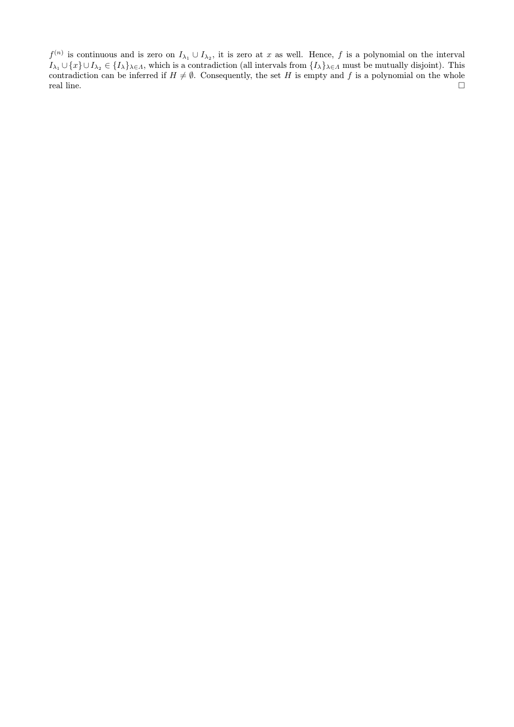$f^{(n)}$ is continuous and is zero on $I_{\lambda_1} \cup I_{\lambda_2}$, it is zero at $x$ as well. Hence, $f$ is a polynomial on the interval $I_{\lambda_1} \cup \{x\} \cup I_{\lambda_2} \in \{I_\lambda\}_{\lambda \in \Lambda}$, which is a contradiction (all intervals from $\{I_\lambda\}_{\lambda \in \Lambda}$ must be mutually disjoint). This contradiction can be inferred if $H \neq \emptyset$. Consequently, the set $H$ is empty and $f$ is a polynomial on the whole real line. $\square$